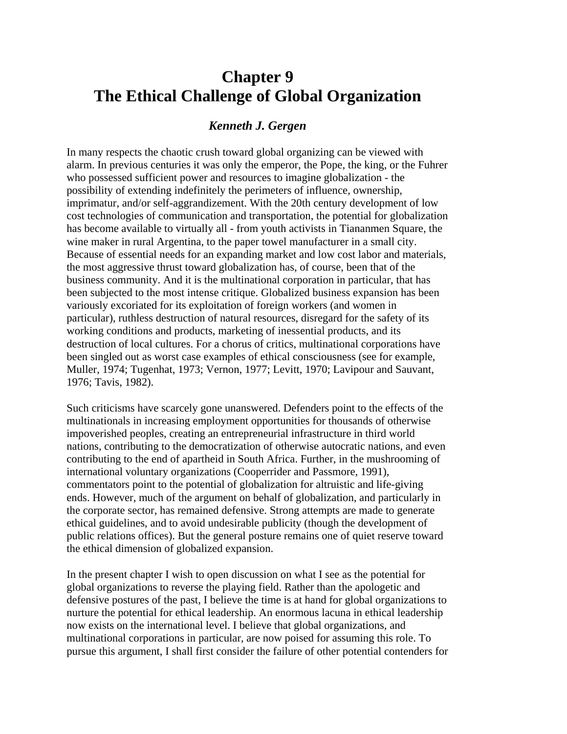# Chapter 9
# The Ethical Challenge of Global Organization

### *Kenneth J. Gergen*

In many respects the chaotic crush toward global organizing can be viewed with alarm. In previous centuries it was only the emperor, the Pope, the king, or the Fuhrer who possessed sufficient power and resources to imagine globalization - the possibility of extending indefinitely the perimeters of influence, ownership, imprimatur, and/or self-aggrandizement. With the 20th century development of low cost technologies of communication and transportation, the potential for globalization has become available to virtually all - from youth activists in Tiananmen Square, the wine maker in rural Argentina, to the paper towel manufacturer in a small city. Because of essential needs for an expanding market and low cost labor and materials, the most aggressive thrust toward globalization has, of course, been that of the business community. And it is the multinational corporation in particular, that has been subjected to the most intense critique. Globalized business expansion has been variously excoriated for its exploitation of foreign workers (and women in particular), ruthless destruction of natural resources, disregard for the safety of its working conditions and products, marketing of inessential products, and its destruction of local cultures. For a chorus of critics, multinational corporations have been singled out as worst case examples of ethical consciousness (see for example, Muller, 1974; Tugenhat, 1973; Vernon, 1977; Levitt, 1970; Lavipour and Sauvant, 1976; Tavis, 1982).

Such criticisms have scarcely gone unanswered. Defenders point to the effects of the multinationals in increasing employment opportunities for thousands of otherwise impoverished peoples, creating an entrepreneurial infrastructure in third world nations, contributing to the democratization of otherwise autocratic nations, and even contributing to the end of apartheid in South Africa. Further, in the mushrooming of international voluntary organizations (Cooperrider and Passmore, 1991), commentators point to the potential of globalization for altruistic and life-giving ends. However, much of the argument on behalf of globalization, and particularly in the corporate sector, has remained defensive. Strong attempts are made to generate ethical guidelines, and to avoid undesirable publicity (though the development of public relations offices). But the general posture remains one of quiet reserve toward the ethical dimension of globalized expansion.

In the present chapter I wish to open discussion on what I see as the potential for global organizations to reverse the playing field. Rather than the apologetic and defensive postures of the past, I believe the time is at hand for global organizations to nurture the potential for ethical leadership. An enormous lacuna in ethical leadership now exists on the international level. I believe that global organizations, and multinational corporations in particular, are now poised for assuming this role. To pursue this argument, I shall first consider the failure of other potential contenders for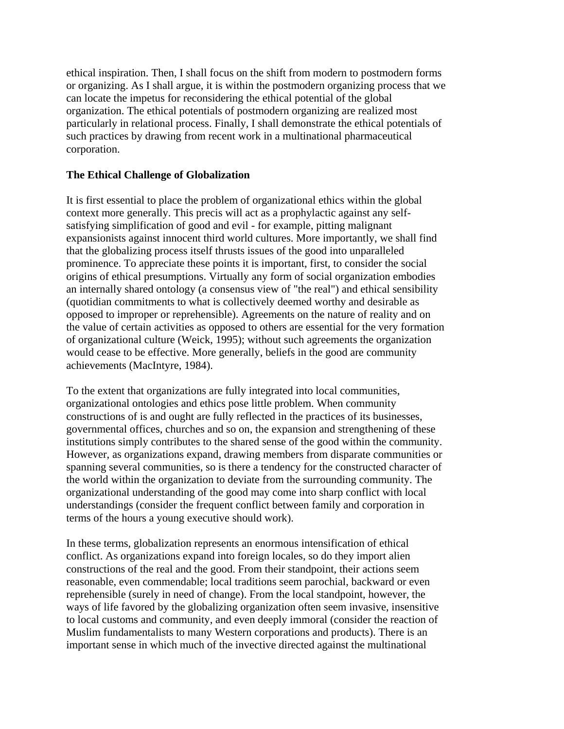ethical inspiration. Then, I shall focus on the shift from modern to postmodern forms or organizing. As I shall argue, it is within the postmodern organizing process that we can locate the impetus for reconsidering the ethical potential of the global organization. The ethical potentials of postmodern organizing are realized most particularly in relational process. Finally, I shall demonstrate the ethical potentials of such practices by drawing from recent work in a multinational pharmaceutical corporation.

**The Ethical Challenge of Globalization**

It is first essential to place the problem of organizational ethics within the global context more generally. This precis will act as a prophylactic against any self-satisfying simplification of good and evil - for example, pitting malignant expansionists against innocent third world cultures. More importantly, we shall find that the globalizing process itself thrusts issues of the good into unparalleled prominence. To appreciate these points it is important, first, to consider the social origins of ethical presumptions. Virtually any form of social organization embodies an internally shared ontology (a consensus view of "the real") and ethical sensibility (quotidian commitments to what is collectively deemed worthy and desirable as opposed to improper or reprehensible). Agreements on the nature of reality and on the value of certain activities as opposed to others are essential for the very formation of organizational culture (Weick, 1995); without such agreements the organization would cease to be effective. More generally, beliefs in the good are community achievements (MacIntyre, 1984).

To the extent that organizations are fully integrated into local communities, organizational ontologies and ethics pose little problem. When community constructions of is and ought are fully reflected in the practices of its businesses, governmental offices, churches and so on, the expansion and strengthening of these institutions simply contributes to the shared sense of the good within the community. However, as organizations expand, drawing members from disparate communities or spanning several communities, so is there a tendency for the constructed character of the world within the organization to deviate from the surrounding community. The organizational understanding of the good may come into sharp conflict with local understandings (consider the frequent conflict between family and corporation in terms of the hours a young executive should work).

In these terms, globalization represents an enormous intensification of ethical conflict. As organizations expand into foreign locales, so do they import alien constructions of the real and the good. From their standpoint, their actions seem reasonable, even commendable; local traditions seem parochial, backward or even reprehensible (surely in need of change). From the local standpoint, however, the ways of life favored by the globalizing organization often seem invasive, insensitive to local customs and community, and even deeply immoral (consider the reaction of Muslim fundamentalists to many Western corporations and products). There is an important sense in which much of the invective directed against the multinational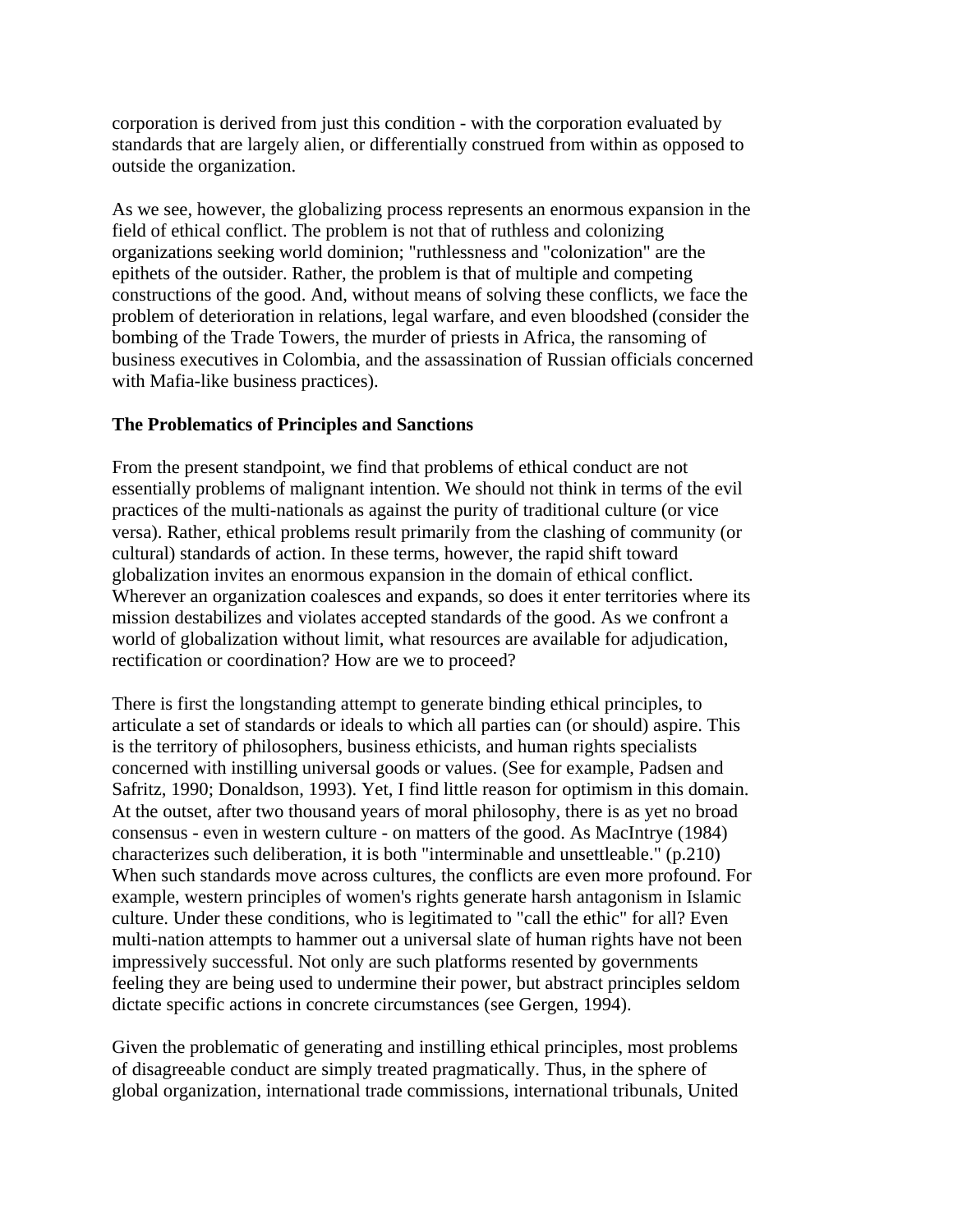corporation is derived from just this condition - with the corporation evaluated by standards that are largely alien, or differentially construed from within as opposed to outside the organization.

As we see, however, the globalizing process represents an enormous expansion in the field of ethical conflict. The problem is not that of ruthless and colonizing organizations seeking world dominion; "ruthlessness and "colonization" are the epithets of the outsider. Rather, the problem is that of multiple and competing constructions of the good. And, without means of solving these conflicts, we face the problem of deterioration in relations, legal warfare, and even bloodshed (consider the bombing of the Trade Towers, the murder of priests in Africa, the ransoming of business executives in Colombia, and the assassination of Russian officials concerned with Mafia-like business practices).

**The Problematics of Principles and Sanctions**

From the present standpoint, we find that problems of ethical conduct are not essentially problems of malignant intention. We should not think in terms of the evil practices of the multi-nationals as against the purity of traditional culture (or vice versa). Rather, ethical problems result primarily from the clashing of community (or cultural) standards of action. In these terms, however, the rapid shift toward globalization invites an enormous expansion in the domain of ethical conflict. Wherever an organization coalesces and expands, so does it enter territories where its mission destabilizes and violates accepted standards of the good. As we confront a world of globalization without limit, what resources are available for adjudication, rectification or coordination? How are we to proceed?

There is first the longstanding attempt to generate binding ethical principles, to articulate a set of standards or ideals to which all parties can (or should) aspire. This is the territory of philosophers, business ethicists, and human rights specialists concerned with instilling universal goods or values. (See for example, Padsen and Safritz, 1990; Donaldson, 1993). Yet, I find little reason for optimism in this domain. At the outset, after two thousand years of moral philosophy, there is as yet no broad consensus - even in western culture - on matters of the good. As MacIntrye (1984) characterizes such deliberation, it is both "interminable and unsettleable." (p.210) When such standards move across cultures, the conflicts are even more profound. For example, western principles of women's rights generate harsh antagonism in Islamic culture. Under these conditions, who is legitimated to "call the ethic" for all? Even multi-nation attempts to hammer out a universal slate of human rights have not been impressively successful. Not only are such platforms resented by governments feeling they are being used to undermine their power, but abstract principles seldom dictate specific actions in concrete circumstances (see Gergen, 1994).

Given the problematic of generating and instilling ethical principles, most problems of disagreeable conduct are simply treated pragmatically. Thus, in the sphere of global organization, international trade commissions, international tribunals, United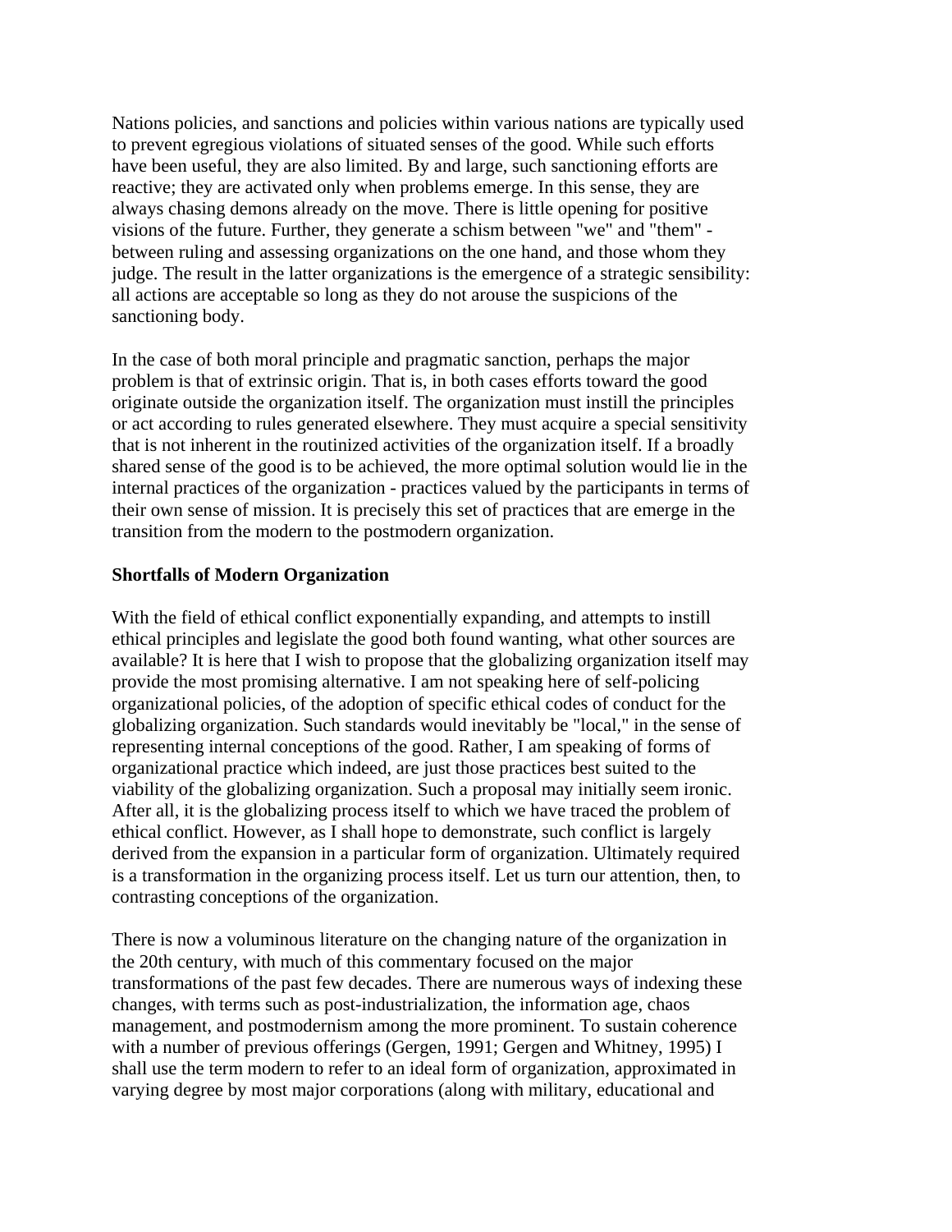Nations policies, and sanctions and policies within various nations are typically used to prevent egregious violations of situated senses of the good. While such efforts have been useful, they are also limited. By and large, such sanctioning efforts are reactive; they are activated only when problems emerge. In this sense, they are always chasing demons already on the move. There is little opening for positive visions of the future. Further, they generate a schism between "we" and "them" - between ruling and assessing organizations on the one hand, and those whom they judge. The result in the latter organizations is the emergence of a strategic sensibility: all actions are acceptable so long as they do not arouse the suspicions of the sanctioning body.

In the case of both moral principle and pragmatic sanction, perhaps the major problem is that of extrinsic origin. That is, in both cases efforts toward the good originate outside the organization itself. The organization must instill the principles or act according to rules generated elsewhere. They must acquire a special sensitivity that is not inherent in the routinized activities of the organization itself. If a broadly shared sense of the good is to be achieved, the more optimal solution would lie in the internal practices of the organization - practices valued by the participants in terms of their own sense of mission. It is precisely this set of practices that are emerge in the transition from the modern to the postmodern organization.

**Shortfalls of Modern Organization**

With the field of ethical conflict exponentially expanding, and attempts to instill ethical principles and legislate the good both found wanting, what other sources are available? It is here that I wish to propose that the globalizing organization itself may provide the most promising alternative. I am not speaking here of self-policing organizational policies, of the adoption of specific ethical codes of conduct for the globalizing organization. Such standards would inevitably be "local," in the sense of representing internal conceptions of the good. Rather, I am speaking of forms of organizational practice which indeed, are just those practices best suited to the viability of the globalizing organization. Such a proposal may initially seem ironic. After all, it is the globalizing process itself to which we have traced the problem of ethical conflict. However, as I shall hope to demonstrate, such conflict is largely derived from the expansion in a particular form of organization. Ultimately required is a transformation in the organizing process itself. Let us turn our attention, then, to contrasting conceptions of the organization.

There is now a voluminous literature on the changing nature of the organization in the 20th century, with much of this commentary focused on the major transformations of the past few decades. There are numerous ways of indexing these changes, with terms such as post-industrialization, the information age, chaos management, and postmodernism among the more prominent. To sustain coherence with a number of previous offerings (Gergen, 1991; Gergen and Whitney, 1995) I shall use the term modern to refer to an ideal form of organization, approximated in varying degree by most major corporations (along with military, educational and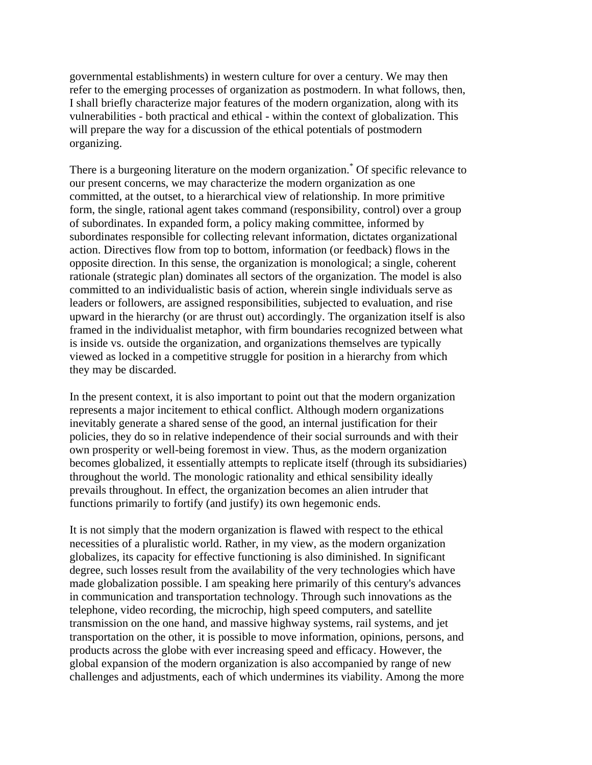governmental establishments) in western culture for over a century. We may then refer to the emerging processes of organization as postmodern. In what follows, then, I shall briefly characterize major features of the modern organization, along with its vulnerabilities - both practical and ethical - within the context of globalization. This will prepare the way for a discussion of the ethical potentials of postmodern organizing.

There is a burgeoning literature on the modern organization.[*] Of specific relevance to our present concerns, we may characterize the modern organization as one committed, at the outset, to a hierarchical view of relationship. In more primitive form, the single, rational agent takes command (responsibility, control) over a group of subordinates. In expanded form, a policy making committee, informed by subordinates responsible for collecting relevant information, dictates organizational action. Directives flow from top to bottom, information (or feedback) flows in the opposite direction. In this sense, the organization is monological; a single, coherent rationale (strategic plan) dominates all sectors of the organization. The model is also committed to an individualistic basis of action, wherein single individuals serve as leaders or followers, are assigned responsibilities, subjected to evaluation, and rise upward in the hierarchy (or are thrust out) accordingly. The organization itself is also framed in the individualist metaphor, with firm boundaries recognized between what is inside vs. outside the organization, and organizations themselves are typically viewed as locked in a competitive struggle for position in a hierarchy from which they may be discarded.

In the present context, it is also important to point out that the modern organization represents a major incitement to ethical conflict. Although modern organizations inevitably generate a shared sense of the good, an internal justification for their policies, they do so in relative independence of their social surrounds and with their own prosperity or well-being foremost in view. Thus, as the modern organization becomes globalized, it essentially attempts to replicate itself (through its subsidiaries) throughout the world. The monologic rationality and ethical sensibility ideally prevails throughout. In effect, the organization becomes an alien intruder that functions primarily to fortify (and justify) its own hegemonic ends.

It is not simply that the modern organization is flawed with respect to the ethical necessities of a pluralistic world. Rather, in my view, as the modern organization globalizes, its capacity for effective functioning is also diminished. In significant degree, such losses result from the availability of the very technologies which have made globalization possible. I am speaking here primarily of this century's advances in communication and transportation technology. Through such innovations as the telephone, video recording, the microchip, high speed computers, and satellite transmission on the one hand, and massive highway systems, rail systems, and jet transportation on the other, it is possible to move information, opinions, persons, and products across the globe with ever increasing speed and efficacy. However, the global expansion of the modern organization is also accompanied by range of new challenges and adjustments, each of which undermines its viability. Among the more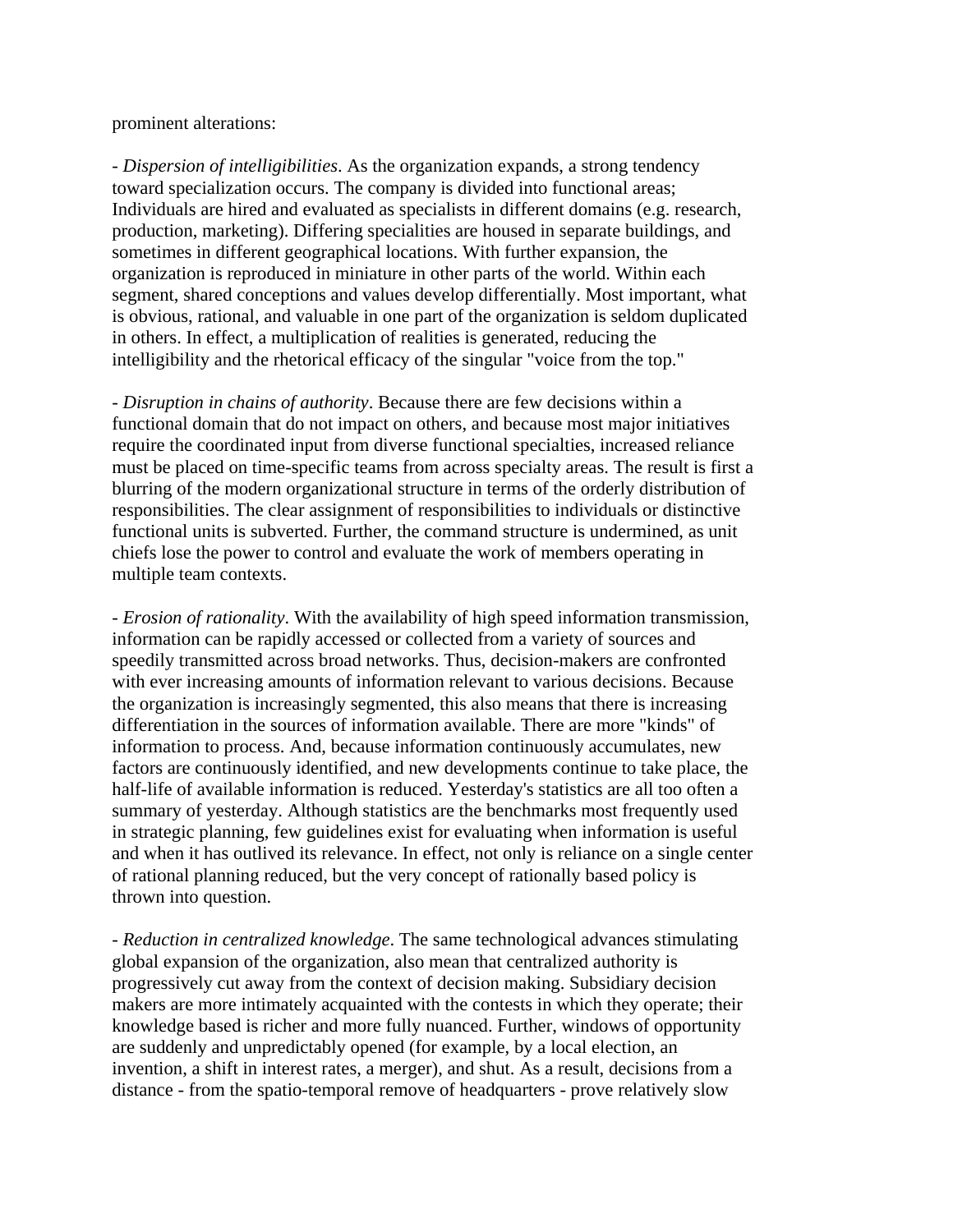prominent alterations:

- *Dispersion of intelligibilities*. As the organization expands, a strong tendency toward specialization occurs. The company is divided into functional areas; Individuals are hired and evaluated as specialists in different domains (e.g. research, production, marketing). Differing specialities are housed in separate buildings, and sometimes in different geographical locations. With further expansion, the organization is reproduced in miniature in other parts of the world. Within each segment, shared conceptions and values develop differentially. Most important, what is obvious, rational, and valuable in one part of the organization is seldom duplicated in others. In effect, a multiplication of realities is generated, reducing the intelligibility and the rhetorical efficacy of the singular "voice from the top."

- *Disruption in chains of authority*. Because there are few decisions within a functional domain that do not impact on others, and because most major initiatives require the coordinated input from diverse functional specialties, increased reliance must be placed on time-specific teams from across specialty areas. The result is first a blurring of the modern organizational structure in terms of the orderly distribution of responsibilities. The clear assignment of responsibilities to individuals or distinctive functional units is subverted. Further, the command structure is undermined, as unit chiefs lose the power to control and evaluate the work of members operating in multiple team contexts.

- *Erosion of rationality*. With the availability of high speed information transmission, information can be rapidly accessed or collected from a variety of sources and speedily transmitted across broad networks. Thus, decision-makers are confronted with ever increasing amounts of information relevant to various decisions. Because the organization is increasingly segmented, this also means that there is increasing differentiation in the sources of information available. There are more "kinds" of information to process. And, because information continuously accumulates, new factors are continuously identified, and new developments continue to take place, the half-life of available information is reduced. Yesterday's statistics are all too often a summary of yesterday. Although statistics are the benchmarks most frequently used in strategic planning, few guidelines exist for evaluating when information is useful and when it has outlived its relevance. In effect, not only is reliance on a single center of rational planning reduced, but the very concept of rationally based policy is thrown into question.

- *Reduction in centralized knowledge*. The same technological advances stimulating global expansion of the organization, also mean that centralized authority is progressively cut away from the context of decision making. Subsidiary decision makers are more intimately acquainted with the contests in which they operate; their knowledge based is richer and more fully nuanced. Further, windows of opportunity are suddenly and unpredictably opened (for example, by a local election, an invention, a shift in interest rates, a merger), and shut. As a result, decisions from a distance - from the spatio-temporal remove of headquarters - prove relatively slow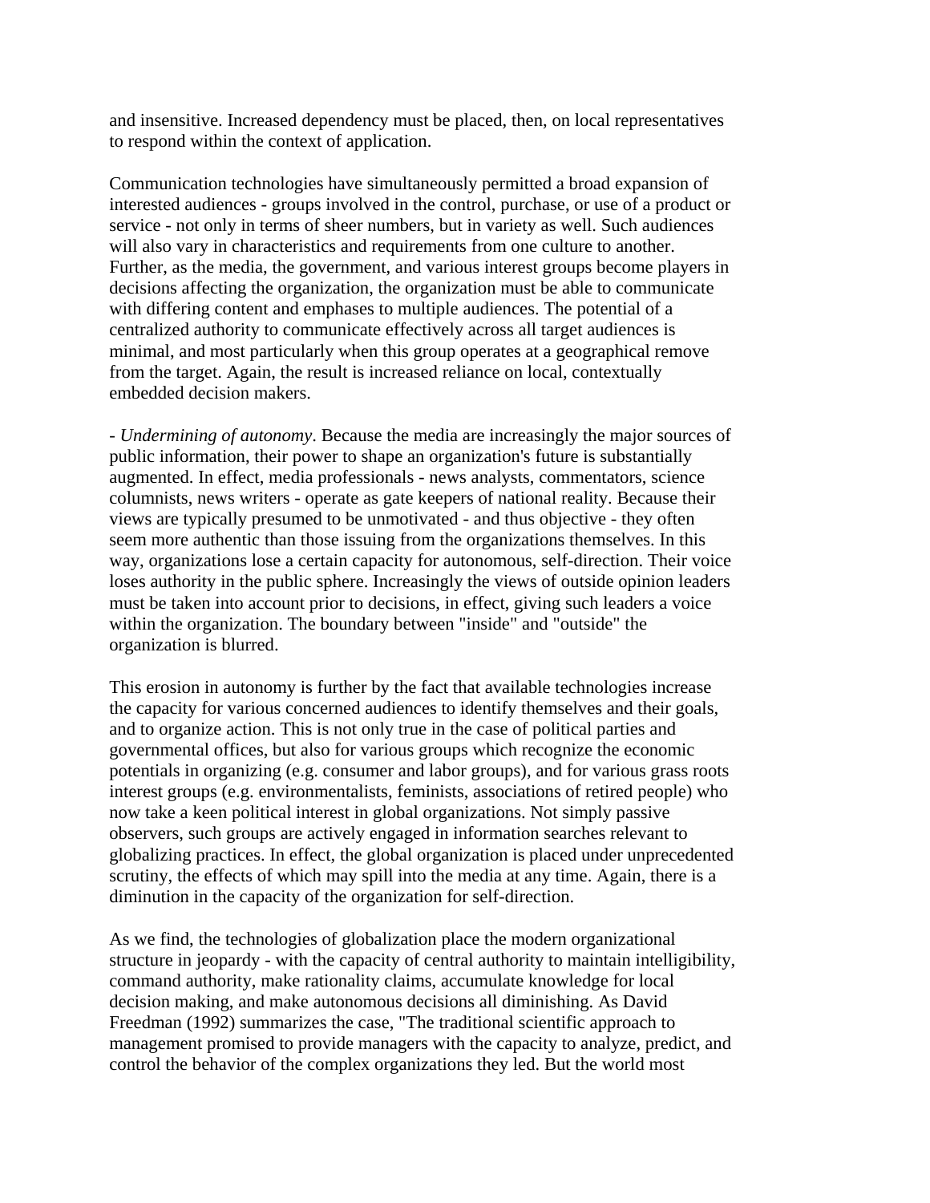and insensitive. Increased dependency must be placed, then, on local representatives to respond within the context of application.

Communication technologies have simultaneously permitted a broad expansion of interested audiences - groups involved in the control, purchase, or use of a product or service - not only in terms of sheer numbers, but in variety as well. Such audiences will also vary in characteristics and requirements from one culture to another. Further, as the media, the government, and various interest groups become players in decisions affecting the organization, the organization must be able to communicate with differing content and emphases to multiple audiences. The potential of a centralized authority to communicate effectively across all target audiences is minimal, and most particularly when this group operates at a geographical remove from the target. Again, the result is increased reliance on local, contextually embedded decision makers.

- *Undermining of autonomy*. Because the media are increasingly the major sources of public information, their power to shape an organization's future is substantially augmented. In effect, media professionals - news analysts, commentators, science columnists, news writers - operate as gate keepers of national reality. Because their views are typically presumed to be unmotivated - and thus objective - they often seem more authentic than those issuing from the organizations themselves. In this way, organizations lose a certain capacity for autonomous, self-direction. Their voice loses authority in the public sphere. Increasingly the views of outside opinion leaders must be taken into account prior to decisions, in effect, giving such leaders a voice within the organization. The boundary between "inside" and "outside" the organization is blurred.

This erosion in autonomy is further by the fact that available technologies increase the capacity for various concerned audiences to identify themselves and their goals, and to organize action. This is not only true in the case of political parties and governmental offices, but also for various groups which recognize the economic potentials in organizing (e.g. consumer and labor groups), and for various grass roots interest groups (e.g. environmentalists, feminists, associations of retired people) who now take a keen political interest in global organizations. Not simply passive observers, such groups are actively engaged in information searches relevant to globalizing practices. In effect, the global organization is placed under unprecedented scrutiny, the effects of which may spill into the media at any time. Again, there is a diminution in the capacity of the organization for self-direction.

As we find, the technologies of globalization place the modern organizational structure in jeopardy - with the capacity of central authority to maintain intelligibility, command authority, make rationality claims, accumulate knowledge for local decision making, and make autonomous decisions all diminishing. As David Freedman (1992) summarizes the case, "The traditional scientific approach to management promised to provide managers with the capacity to analyze, predict, and control the behavior of the complex organizations they led. But the world most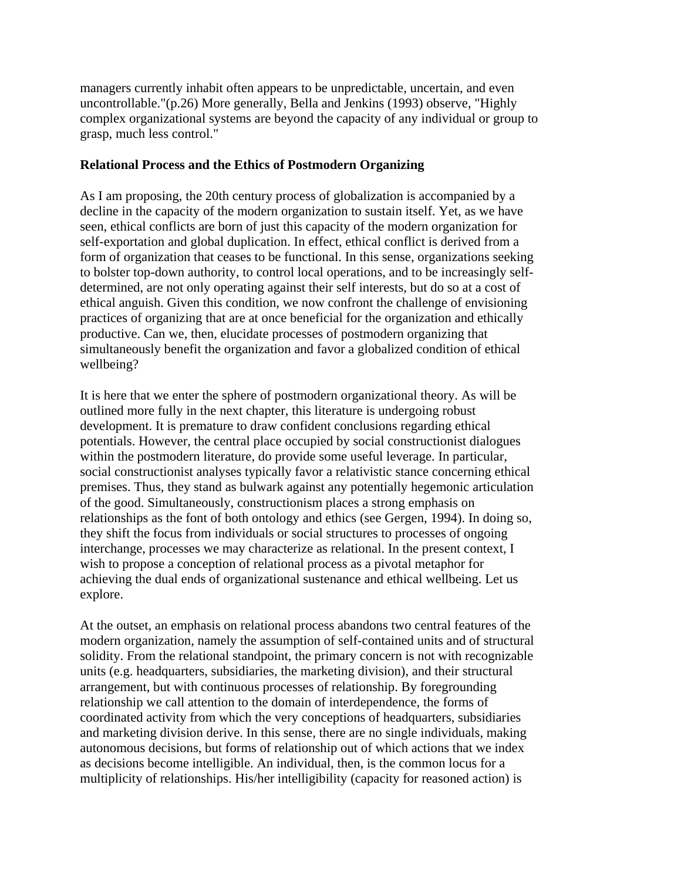managers currently inhabit often appears to be unpredictable, uncertain, and even uncontrollable."(p.26) More generally, Bella and Jenkins (1993) observe, "Highly complex organizational systems are beyond the capacity of any individual or group to grasp, much less control."

## Relational Process and the Ethics of Postmodern Organizing

As I am proposing, the 20th century process of globalization is accompanied by a decline in the capacity of the modern organization to sustain itself. Yet, as we have seen, ethical conflicts are born of just this capacity of the modern organization for self-exportation and global duplication. In effect, ethical conflict is derived from a form of organization that ceases to be functional. In this sense, organizations seeking to bolster top-down authority, to control local operations, and to be increasingly self-determined, are not only operating against their self interests, but do so at a cost of ethical anguish. Given this condition, we now confront the challenge of envisioning practices of organizing that are at once beneficial for the organization and ethically productive. Can we, then, elucidate processes of postmodern organizing that simultaneously benefit the organization and favor a globalized condition of ethical wellbeing?

It is here that we enter the sphere of postmodern organizational theory. As will be outlined more fully in the next chapter, this literature is undergoing robust development. It is premature to draw confident conclusions regarding ethical potentials. However, the central place occupied by social constructionist dialogues within the postmodern literature, do provide some useful leverage. In particular, social constructionist analyses typically favor a relativistic stance concerning ethical premises. Thus, they stand as bulwark against any potentially hegemonic articulation of the good. Simultaneously, constructionism places a strong emphasis on relationships as the font of both ontology and ethics (see Gergen, 1994). In doing so, they shift the focus from individuals or social structures to processes of ongoing interchange, processes we may characterize as relational. In the present context, I wish to propose a conception of relational process as a pivotal metaphor for achieving the dual ends of organizational sustenance and ethical wellbeing. Let us explore.

At the outset, an emphasis on relational process abandons two central features of the modern organization, namely the assumption of self-contained units and of structural solidity. From the relational standpoint, the primary concern is not with recognizable units (e.g. headquarters, subsidiaries, the marketing division), and their structural arrangement, but with continuous processes of relationship. By foregrounding relationship we call attention to the domain of interdependence, the forms of coordinated activity from which the very conceptions of headquarters, subsidiaries and marketing division derive. In this sense, there are no single individuals, making autonomous decisions, but forms of relationship out of which actions that we index as decisions become intelligible. An individual, then, is the common locus for a multiplicity of relationships. His/her intelligibility (capacity for reasoned action) is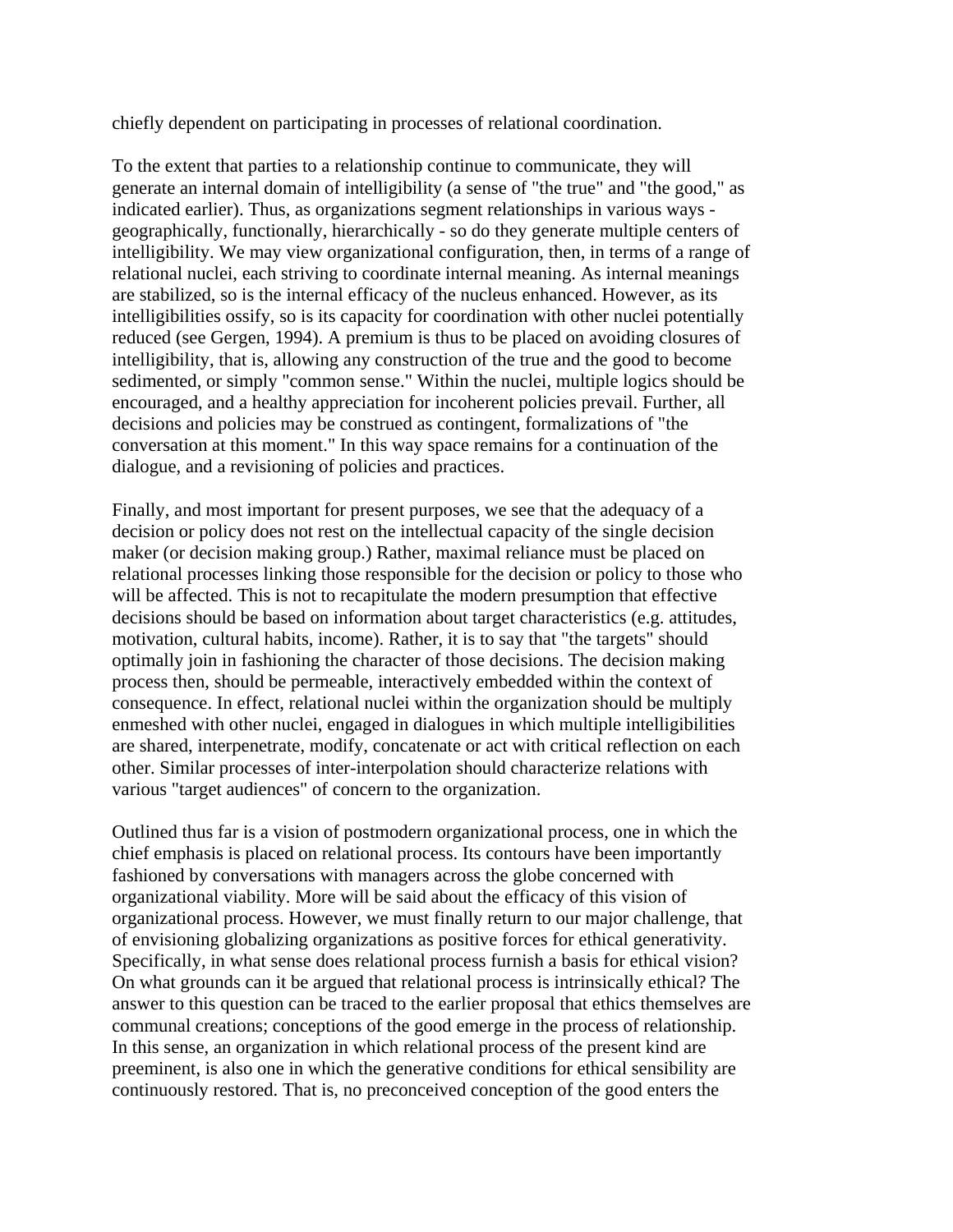chiefly dependent on participating in processes of relational coordination.

To the extent that parties to a relationship continue to communicate, they will generate an internal domain of intelligibility (a sense of "the true" and "the good," as indicated earlier). Thus, as organizations segment relationships in various ways - geographically, functionally, hierarchically - so do they generate multiple centers of intelligibility. We may view organizational configuration, then, in terms of a range of relational nuclei, each striving to coordinate internal meaning. As internal meanings are stabilized, so is the internal efficacy of the nucleus enhanced. However, as its intelligibilities ossify, so is its capacity for coordination with other nuclei potentially reduced (see Gergen, 1994). A premium is thus to be placed on avoiding closures of intelligibility, that is, allowing any construction of the true and the good to become sedimented, or simply "common sense." Within the nuclei, multiple logics should be encouraged, and a healthy appreciation for incoherent policies prevail. Further, all decisions and policies may be construed as contingent, formalizations of "the conversation at this moment." In this way space remains for a continuation of the dialogue, and a revisioning of policies and practices.

Finally, and most important for present purposes, we see that the adequacy of a decision or policy does not rest on the intellectual capacity of the single decision maker (or decision making group.) Rather, maximal reliance must be placed on relational processes linking those responsible for the decision or policy to those who will be affected. This is not to recapitulate the modern presumption that effective decisions should be based on information about target characteristics (e.g. attitudes, motivation, cultural habits, income). Rather, it is to say that "the targets" should optimally join in fashioning the character of those decisions. The decision making process then, should be permeable, interactively embedded within the context of consequence. In effect, relational nuclei within the organization should be multiply enmeshed with other nuclei, engaged in dialogues in which multiple intelligibilities are shared, interpenetrate, modify, concatenate or act with critical reflection on each other. Similar processes of inter-interpolation should characterize relations with various "target audiences" of concern to the organization.

Outlined thus far is a vision of postmodern organizational process, one in which the chief emphasis is placed on relational process. Its contours have been importantly fashioned by conversations with managers across the globe concerned with organizational viability. More will be said about the efficacy of this vision of organizational process. However, we must finally return to our major challenge, that of envisioning globalizing organizations as positive forces for ethical generativity. Specifically, in what sense does relational process furnish a basis for ethical vision? On what grounds can it be argued that relational process is intrinsically ethical? The answer to this question can be traced to the earlier proposal that ethics themselves are communal creations; conceptions of the good emerge in the process of relationship. In this sense, an organization in which relational process of the present kind are preeminent, is also one in which the generative conditions for ethical sensibility are continuously restored. That is, no preconceived conception of the good enters the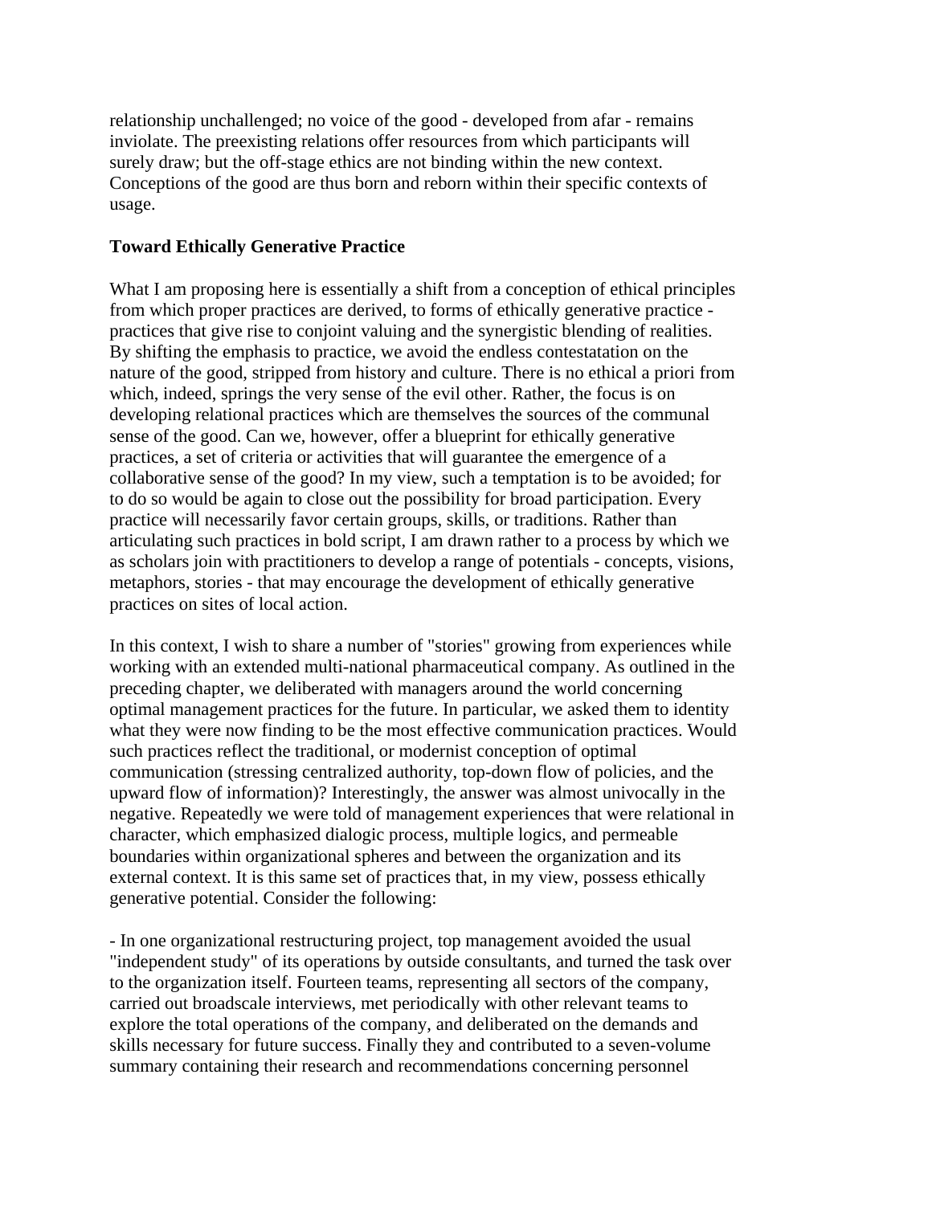relationship unchallenged; no voice of the good - developed from afar - remains inviolate. The preexisting relations offer resources from which participants will surely draw; but the off-stage ethics are not binding within the new context. Conceptions of the good are thus born and reborn within their specific contexts of usage.

**Toward Ethically Generative Practice**

What I am proposing here is essentially a shift from a conception of ethical principles from which proper practices are derived, to forms of ethically generative practice - practices that give rise to conjoint valuing and the synergistic blending of realities. By shifting the emphasis to practice, we avoid the endless contestatation on the nature of the good, stripped from history and culture. There is no ethical a priori from which, indeed, springs the very sense of the evil other. Rather, the focus is on developing relational practices which are themselves the sources of the communal sense of the good. Can we, however, offer a blueprint for ethically generative practices, a set of criteria or activities that will guarantee the emergence of a collaborative sense of the good? In my view, such a temptation is to be avoided; for to do so would be again to close out the possibility for broad participation. Every practice will necessarily favor certain groups, skills, or traditions. Rather than articulating such practices in bold script, I am drawn rather to a process by which we as scholars join with practitioners to develop a range of potentials - concepts, visions, metaphors, stories - that may encourage the development of ethically generative practices on sites of local action.

In this context, I wish to share a number of "stories" growing from experiences while working with an extended multi-national pharmaceutical company. As outlined in the preceding chapter, we deliberated with managers around the world concerning optimal management practices for the future. In particular, we asked them to identity what they were now finding to be the most effective communication practices. Would such practices reflect the traditional, or modernist conception of optimal communication (stressing centralized authority, top-down flow of policies, and the upward flow of information)? Interestingly, the answer was almost univocally in the negative. Repeatedly we were told of management experiences that were relational in character, which emphasized dialogic process, multiple logics, and permeable boundaries within organizational spheres and between the organization and its external context. It is this same set of practices that, in my view, possess ethically generative potential. Consider the following:

- In one organizational restructuring project, top management avoided the usual "independent study" of its operations by outside consultants, and turned the task over to the organization itself. Fourteen teams, representing all sectors of the company, carried out broadscale interviews, met periodically with other relevant teams to explore the total operations of the company, and deliberated on the demands and skills necessary for future success. Finally they and contributed to a seven-volume summary containing their research and recommendations concerning personnel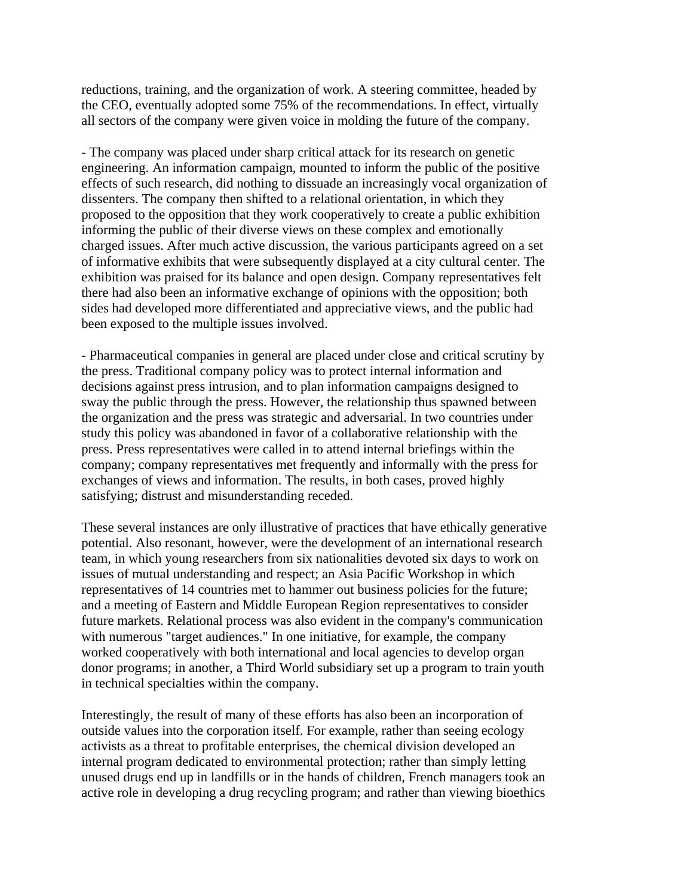reductions, training, and the organization of work. A steering committee, headed by the CEO, eventually adopted some 75% of the recommendations. In effect, virtually all sectors of the company were given voice in molding the future of the company.

- The company was placed under sharp critical attack for its research on genetic engineering. An information campaign, mounted to inform the public of the positive effects of such research, did nothing to dissuade an increasingly vocal organization of dissenters. The company then shifted to a relational orientation, in which they proposed to the opposition that they work cooperatively to create a public exhibition informing the public of their diverse views on these complex and emotionally charged issues. After much active discussion, the various participants agreed on a set of informative exhibits that were subsequently displayed at a city cultural center. The exhibition was praised for its balance and open design. Company representatives felt there had also been an informative exchange of opinions with the opposition; both sides had developed more differentiated and appreciative views, and the public had been exposed to the multiple issues involved.

- Pharmaceutical companies in general are placed under close and critical scrutiny by the press. Traditional company policy was to protect internal information and decisions against press intrusion, and to plan information campaigns designed to sway the public through the press. However, the relationship thus spawned between the organization and the press was strategic and adversarial. In two countries under study this policy was abandoned in favor of a collaborative relationship with the press. Press representatives were called in to attend internal briefings within the company; company representatives met frequently and informally with the press for exchanges of views and information. The results, in both cases, proved highly satisfying; distrust and misunderstanding receded.

These several instances are only illustrative of practices that have ethically generative potential. Also resonant, however, were the development of an international research team, in which young researchers from six nationalities devoted six days to work on issues of mutual understanding and respect; an Asia Pacific Workshop in which representatives of 14 countries met to hammer out business policies for the future; and a meeting of Eastern and Middle European Region representatives to consider future markets. Relational process was also evident in the company's communication with numerous "target audiences." In one initiative, for example, the company worked cooperatively with both international and local agencies to develop organ donor programs; in another, a Third World subsidiary set up a program to train youth in technical specialties within the company.

Interestingly, the result of many of these efforts has also been an incorporation of outside values into the corporation itself. For example, rather than seeing ecology activists as a threat to profitable enterprises, the chemical division developed an internal program dedicated to environmental protection; rather than simply letting unused drugs end up in landfills or in the hands of children, French managers took an active role in developing a drug recycling program; and rather than viewing bioethics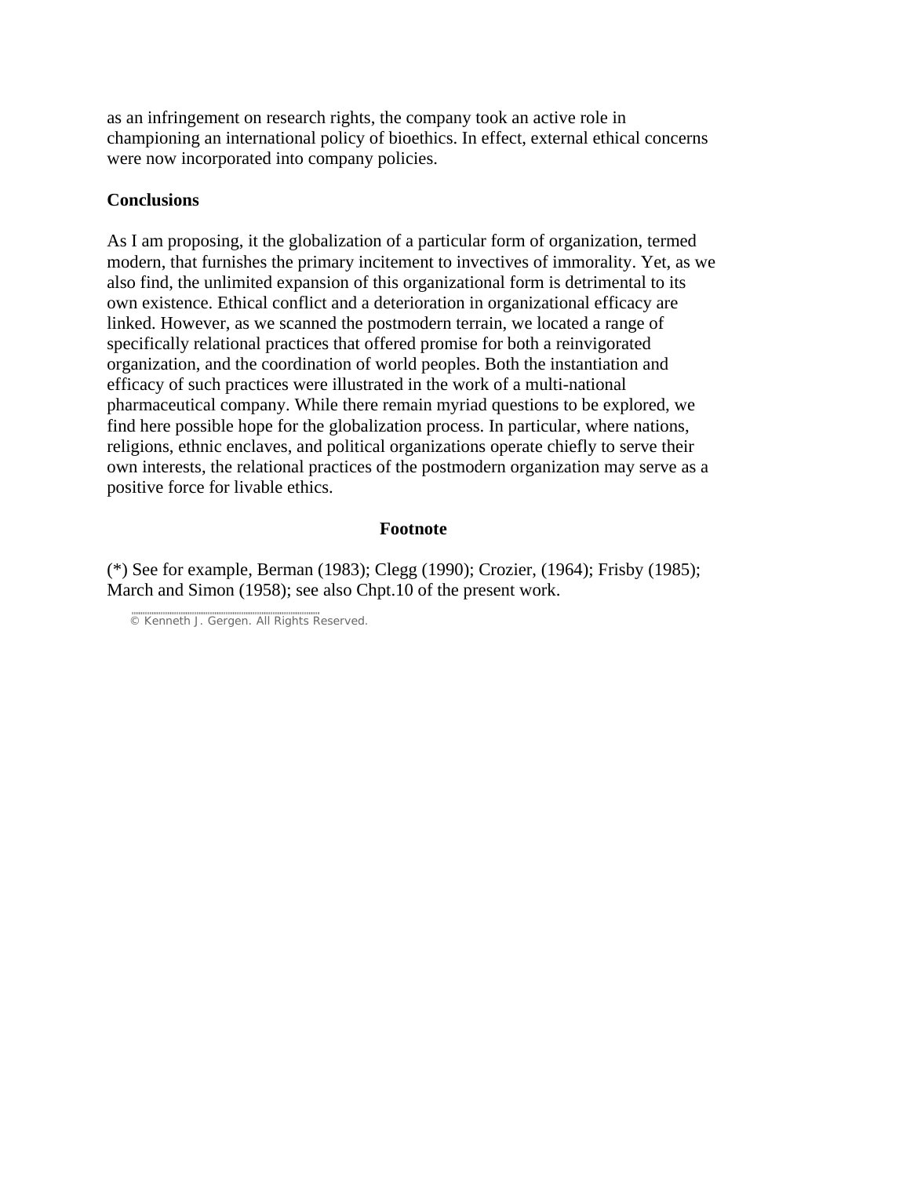as an infringement on research rights, the company took an active role in championing an international policy of bioethics. In effect, external ethical concerns were now incorporated into company policies.

## Conclusions

As I am proposing, it the globalization of a particular form of organization, termed modern, that furnishes the primary incitement to invectives of immorality. Yet, as we also find, the unlimited expansion of this organizational form is detrimental to its own existence. Ethical conflict and a deterioration in organizational efficacy are linked. However, as we scanned the postmodern terrain, we located a range of specifically relational practices that offered promise for both a reinvigorated organization, and the coordination of world peoples. Both the instantiation and efficacy of such practices were illustrated in the work of a multi-national pharmaceutical company. While there remain myriad questions to be explored, we find here possible hope for the globalization process. In particular, where nations, religions, ethnic enclaves, and political organizations operate chiefly to serve their own interests, the relational practices of the postmodern organization may serve as a positive force for livable ethics.

## Footnote

(*) See for example, Berman (1983); Clegg (1990); Crozier, (1964); Frisby (1985); March and Simon (1958); see also Chpt.10 of the present work.

© Kenneth J. Gergen. All Rights Reserved.